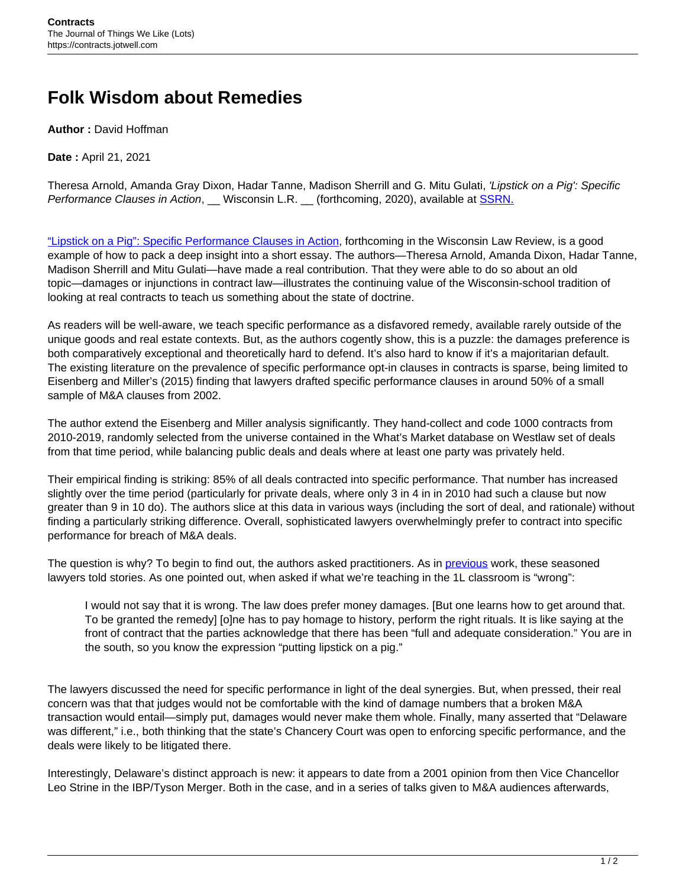# Folk Wisdom about Remedies

**Author :** David Hoffman

**Date :** April 21, 2021

Theresa Arnold, Amanda Gray Dixon, Hadar Tanne, Madison Sherrill and G. Mitu Gulati, *'Lipstick on a Pig': Specific Performance Clauses in Action*, __ Wisconsin L.R. __ (forthcoming, 2020), available at [SSRN.](https://ssrn.com)

["Lipstick on a Pig": Specific Performance Clauses in Action](https://ssrn.com), forthcoming in the Wisconsin Law Review, is a good example of how to pack a deep insight into a short essay. The authors—Theresa Arnold, Amanda Dixon, Hadar Tanne, Madison Sherrill and Mitu Gulati—have made a real contribution. That they were able to do so about an old topic—damages or injunctions in contract law—illustrates the continuing value of the Wisconsin-school tradition of looking at real contracts to teach us something about the state of doctrine.

As readers will be well-aware, we teach specific performance as a disfavored remedy, available rarely outside of the unique goods and real estate contexts. But, as the authors cogently show, this is a puzzle: the damages preference is both comparatively exceptional and theoretically hard to defend. It's also hard to know if it's a majoritarian default. The existing literature on the prevalence of specific performance opt-in clauses in contracts is sparse, being limited to Eisenberg and Miller's (2015) finding that lawyers drafted specific performance clauses in around 50% of a small sample of M&A clauses from 2002.

The author extend the Eisenberg and Miller analysis significantly. They hand-collect and code 1000 contracts from 2010-2019, randomly selected from the universe contained in the What's Market database on Westlaw set of deals from that time period, while balancing public deals and deals where at least one party was privately held.

Their empirical finding is striking: 85% of all deals contracted into specific performance. That number has increased slightly over the time period (particularly for private deals, where only 3 in 4 in in 2010 had such a clause but now greater than 9 in 10 do). The authors slice at this data in various ways (including the sort of deal, and rationale) without finding a particularly striking difference. Overall, sophisticated lawyers overwhelmingly prefer to contract into specific performance for breach of M&A deals.

The question is why? To begin to find out, the authors asked practitioners. As in [previous](#) work, these seasoned lawyers told stories. As one pointed out, when asked if what we're teaching in the 1L classroom is "wrong":

> I would not say that it is wrong. The law does prefer money damages. [But one learns how to get around that. To be granted the remedy] [o]ne has to pay homage to history, perform the right rituals. It is like saying at the front of contract that the parties acknowledge that there has been "full and adequate consideration." You are in the south, so you know the expression "putting lipstick on a pig."

The lawyers discussed the need for specific performance in light of the deal synergies. But, when pressed, their real concern was that that judges would not be comfortable with the kind of damage numbers that a broken M&A transaction would entail—simply put, damages would never make them whole. Finally, many asserted that "Delaware was different," i.e., both thinking that the state's Chancery Court was open to enforcing specific performance, and the deals were likely to be litigated there.

Interestingly, Delaware's distinct approach is new: it appears to date from a 2001 opinion from then Vice Chancellor Leo Strine in the IBP/Tyson Merger. Both in the case, and in a series of talks given to M&A audiences afterwards,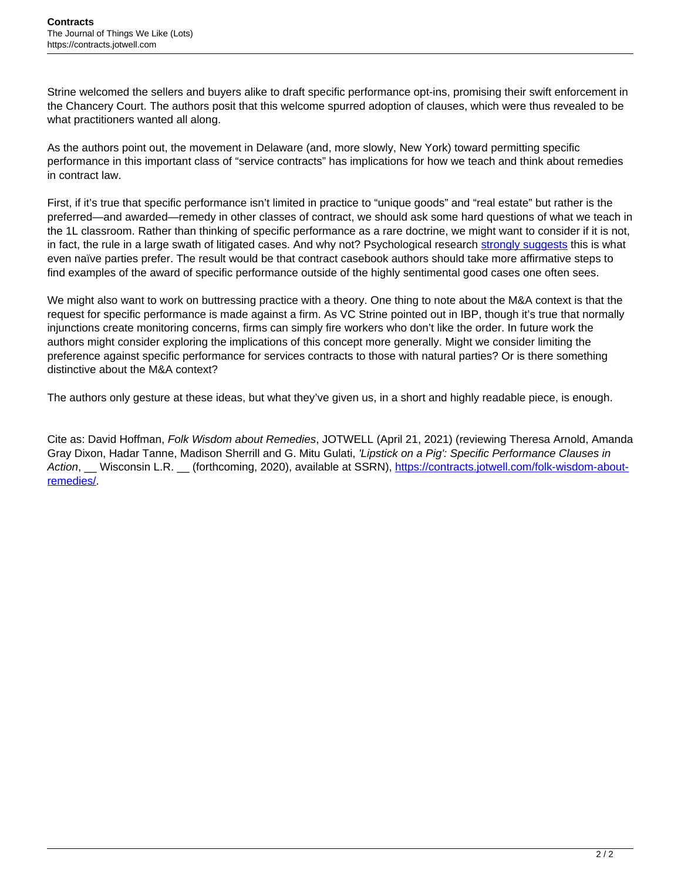Strine welcomed the sellers and buyers alike to draft specific performance opt-ins, promising their swift enforcement in the Chancery Court. The authors posit that this welcome spurred adoption of clauses, which were thus revealed to be what practitioners wanted all along.

As the authors point out, the movement in Delaware (and, more slowly, New York) toward permitting specific performance in this important class of "service contracts" has implications for how we teach and think about remedies in contract law.

First, if it's true that specific performance isn't limited in practice to "unique goods" and "real estate" but rather is the preferred—and awarded—remedy in other classes of contract, we should ask some hard questions of what we teach in the 1L classroom. Rather than thinking of specific performance as a rare doctrine, we might want to consider if it is not, in fact, the rule in a large swath of litigated cases. And why not? Psychological research [strongly suggests](#) this is what even naïve parties prefer. The result would be that contract casebook authors should take more affirmative steps to find examples of the award of specific performance outside of the highly sentimental good cases one often sees.

We might also want to work on buttressing practice with a theory. One thing to note about the M&A context is that the request for specific performance is made against a firm. As VC Strine pointed out in IBP, though it's true that normally injunctions create monitoring concerns, firms can simply fire workers who don't like the order. In future work the authors might consider exploring the implications of this concept more generally. Might we consider limiting the preference against specific performance for services contracts to those with natural parties? Or is there something distinctive about the M&A context?

The authors only gesture at these ideas, but what they've given us, in a short and highly readable piece, is enough.

Cite as: David Hoffman, *Folk Wisdom about Remedies*, JOTWELL (April 21, 2021) (reviewing Theresa Arnold, Amanda Gray Dixon, Hadar Tanne, Madison Sherrill and G. Mitu Gulati, *'Lipstick on a Pig': Specific Performance Clauses in Action*, __ Wisconsin L.R. __ (forthcoming, 2020), available at SSRN), https://contracts.jotwell.com/folk-wisdom-about-remedies/.